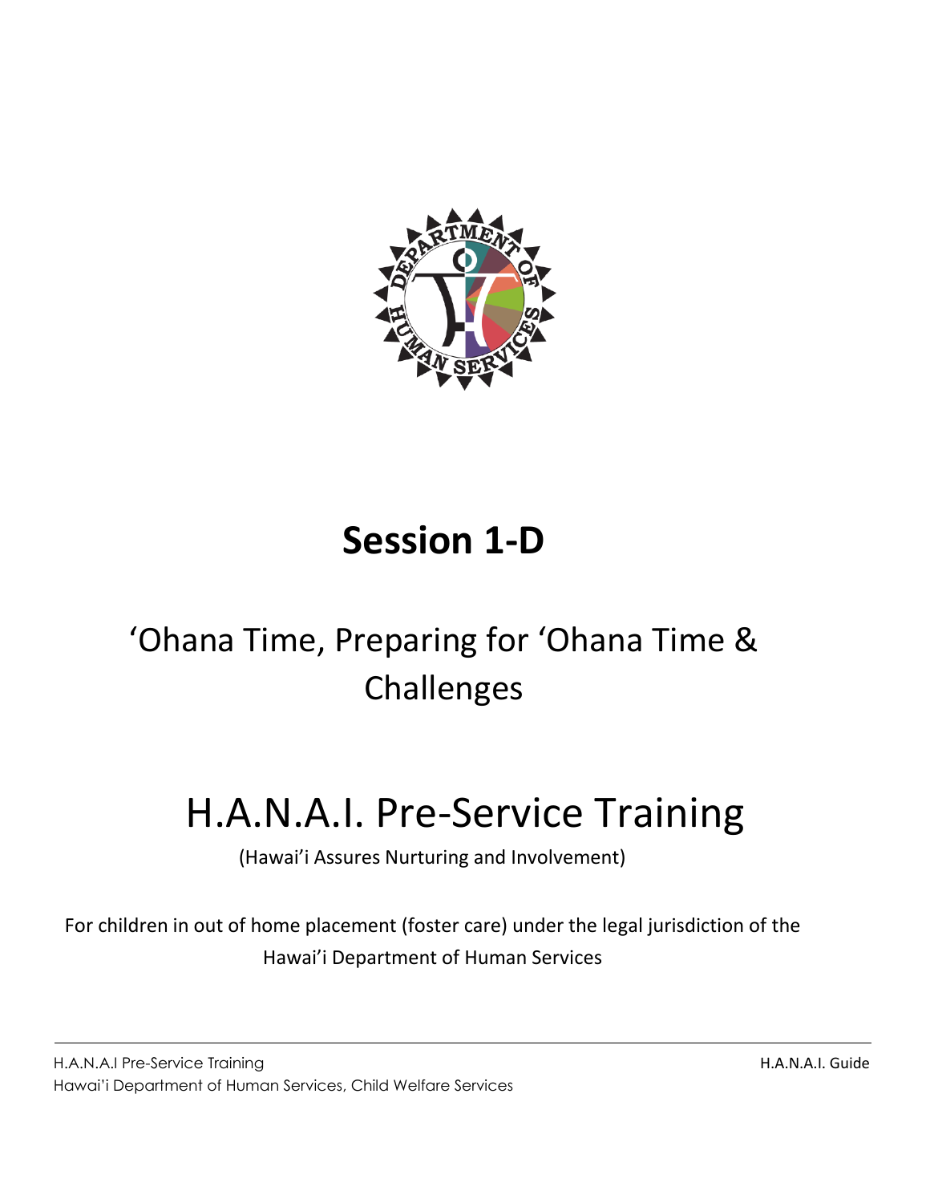# Session 1-D

## ‘Ohana Time, Preparing for ‘Ohana Time & Challenges

# H.A.N.A.I. Pre-Service Training

(Hawai’i Assures Nurturing and Involvement)

For children in out of home placement (foster care) under the legal jurisdiction of the Hawai’i Department of Human Services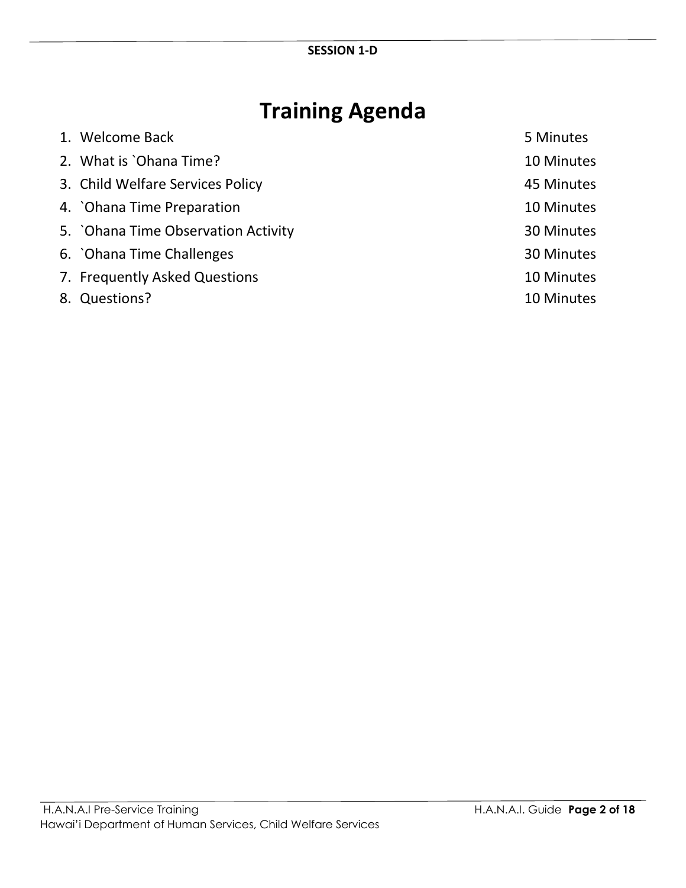SESSION 1-D

# Training Agenda

| | |
|---|---|
| 1. Welcome Back | 5 Minutes |
| 2. What is `Ohana Time? | 10 Minutes |
| 3. Child Welfare Services Policy | 45 Minutes |
| 4. `Ohana Time Preparation | 10 Minutes |
| 5. `Ohana Time Observation Activity | 30 Minutes |
| 6. `Ohana Time Challenges | 30 Minutes |
| 7. Frequently Asked Questions | 10 Minutes |
| 8. Questions? | 10 Minutes |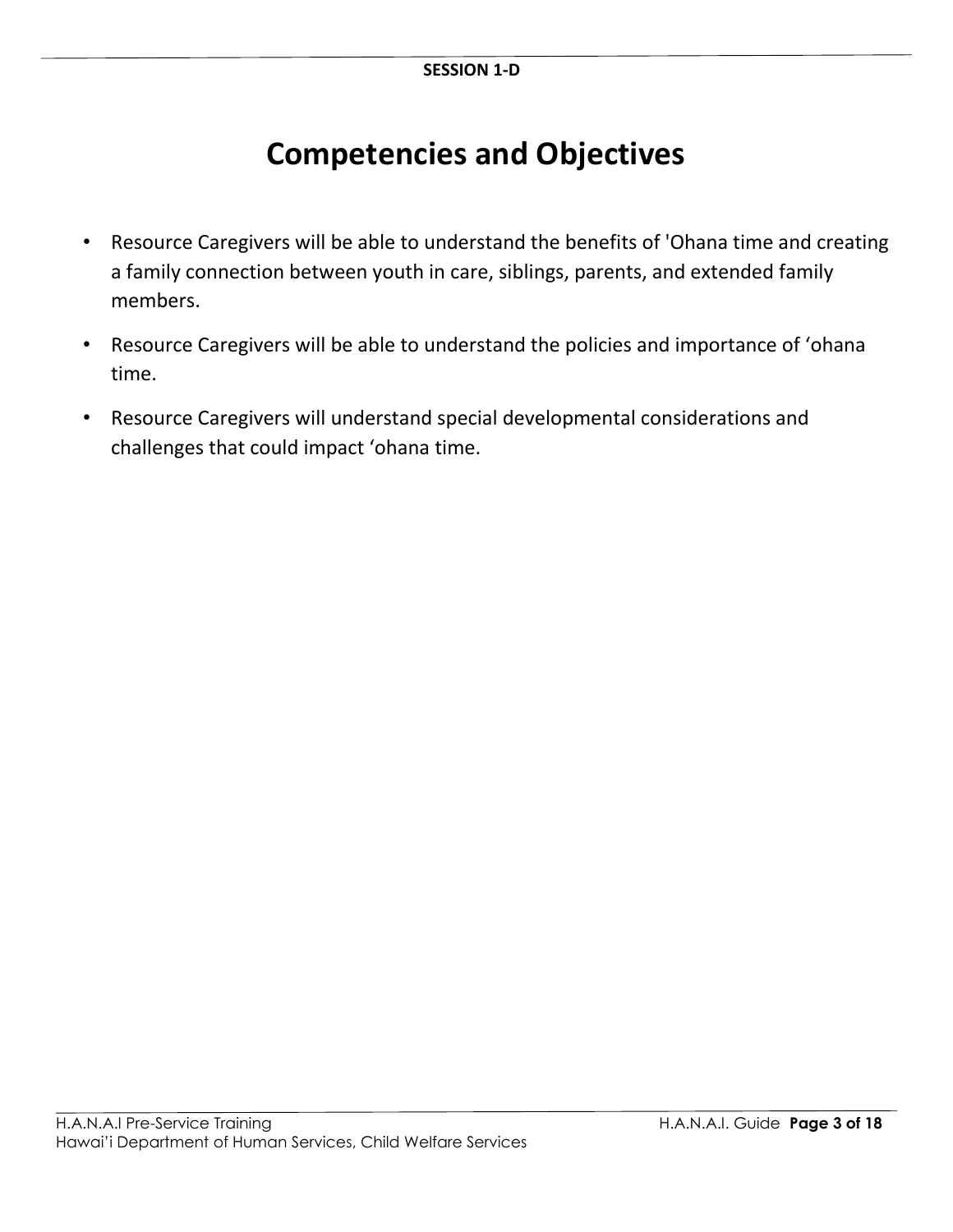SESSION 1-D

# Competencies and Objectives

- Resource Caregivers will be able to understand the benefits of 'Ohana time and creating a family connection between youth in care, siblings, parents, and extended family members.
- Resource Caregivers will be able to understand the policies and importance of ‘ohana time.
- Resource Caregivers will understand special developmental considerations and challenges that could impact ‘ohana time.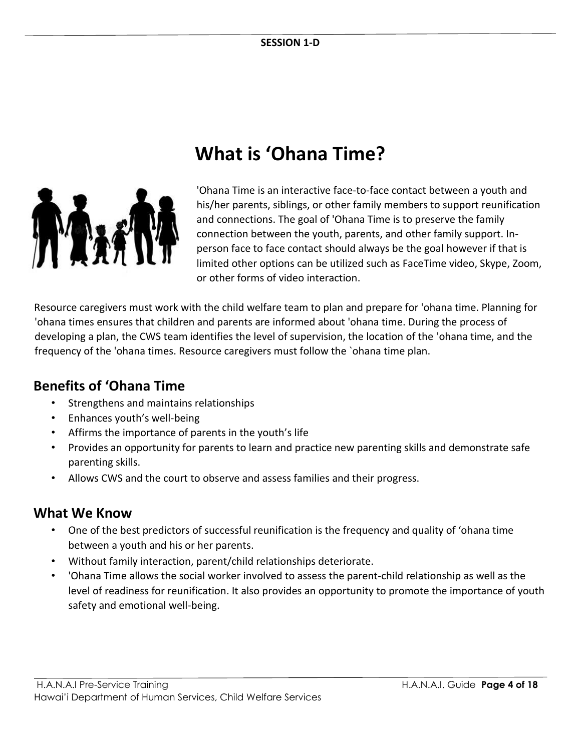SESSION 1-D

# What is 'Ohana Time?

'Ohana Time is an interactive face-to-face contact between a youth and his/her parents, siblings, or other family members to support reunification and connections. The goal of 'Ohana Time is to preserve the family connection between the youth, parents, and other family support. In-person face to face contact should always be the goal however if that is limited other options can be utilized such as FaceTime video, Skype, Zoom, or other forms of video interaction.

Resource caregivers must work with the child welfare team to plan and prepare for 'ohana time. Planning for 'ohana times ensures that children and parents are informed about 'ohana time. During the process of developing a plan, the CWS team identifies the level of supervision, the location of the 'ohana time, and the frequency of the 'ohana times. Resource caregivers must follow the `ohana time plan.

## Benefits of 'Ohana Time

- Strengthens and maintains relationships
- Enhances youth's well-being
- Affirms the importance of parents in the youth's life
- Provides an opportunity for parents to learn and practice new parenting skills and demonstrate safe parenting skills.
- Allows CWS and the court to observe and assess families and their progress.

## What We Know

- One of the best predictors of successful reunification is the frequency and quality of 'ohana time between a youth and his or her parents.
- Without family interaction, parent/child relationships deteriorate.
- 'Ohana Time allows the social worker involved to assess the parent-child relationship as well as the level of readiness for reunification. It also provides an opportunity to promote the importance of youth safety and emotional well-being.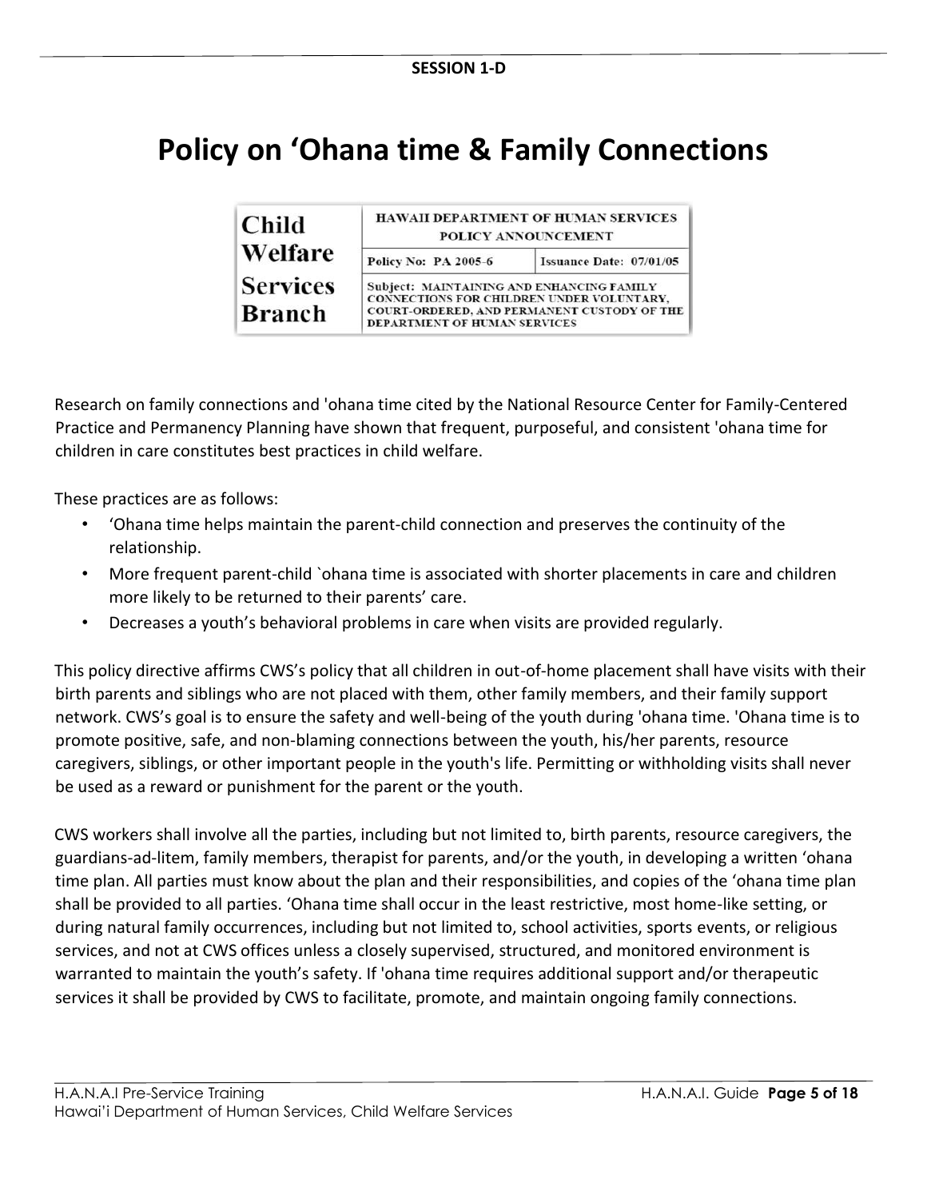SESSION 1-D

# Policy on 'Ohana time & Family Connections

| Child Welfare Services Branch | HAWAII DEPARTMENT OF HUMAN SERVICES POLICY ANNOUNCEMENT | |
|---|---|---|
| | Policy No: PA 2005-6 | Issuance Date: 07/01/05 |
| | Subject: MAINTAINING AND ENHANCING FAMILY CONNECTIONS FOR CHILDREN UNDER VOLUNTARY, COURT-ORDERED, AND PERMANENT CUSTODY OF THE DEPARTMENT OF HUMAN SERVICES | |

Research on family connections and 'ohana time cited by the National Resource Center for Family-Centered Practice and Permanency Planning have shown that frequent, purposeful, and consistent 'ohana time for children in care constitutes best practices in child welfare.

These practices are as follows:

- 'Ohana time helps maintain the parent-child connection and preserves the continuity of the relationship.
- More frequent parent-child `ohana time is associated with shorter placements in care and children more likely to be returned to their parents' care.
- Decreases a youth's behavioral problems in care when visits are provided regularly.

This policy directive affirms CWS's policy that all children in out-of-home placement shall have visits with their birth parents and siblings who are not placed with them, other family members, and their family support network. CWS's goal is to ensure the safety and well-being of the youth during 'ohana time. 'Ohana time is to promote positive, safe, and non-blaming connections between the youth, his/her parents, resource caregivers, siblings, or other important people in the youth's life. Permitting or withholding visits shall never be used as a reward or punishment for the parent or the youth.

CWS workers shall involve all the parties, including but not limited to, birth parents, resource caregivers, the guardians-ad-litem, family members, therapist for parents, and/or the youth, in developing a written 'ohana time plan. All parties must know about the plan and their responsibilities, and copies of the 'ohana time plan shall be provided to all parties. 'Ohana time shall occur in the least restrictive, most home-like setting, or during natural family occurrences, including but not limited to, school activities, sports events, or religious services, and not at CWS offices unless a closely supervised, structured, and monitored environment is warranted to maintain the youth's safety. If 'ohana time requires additional support and/or therapeutic services it shall be provided by CWS to facilitate, promote, and maintain ongoing family connections.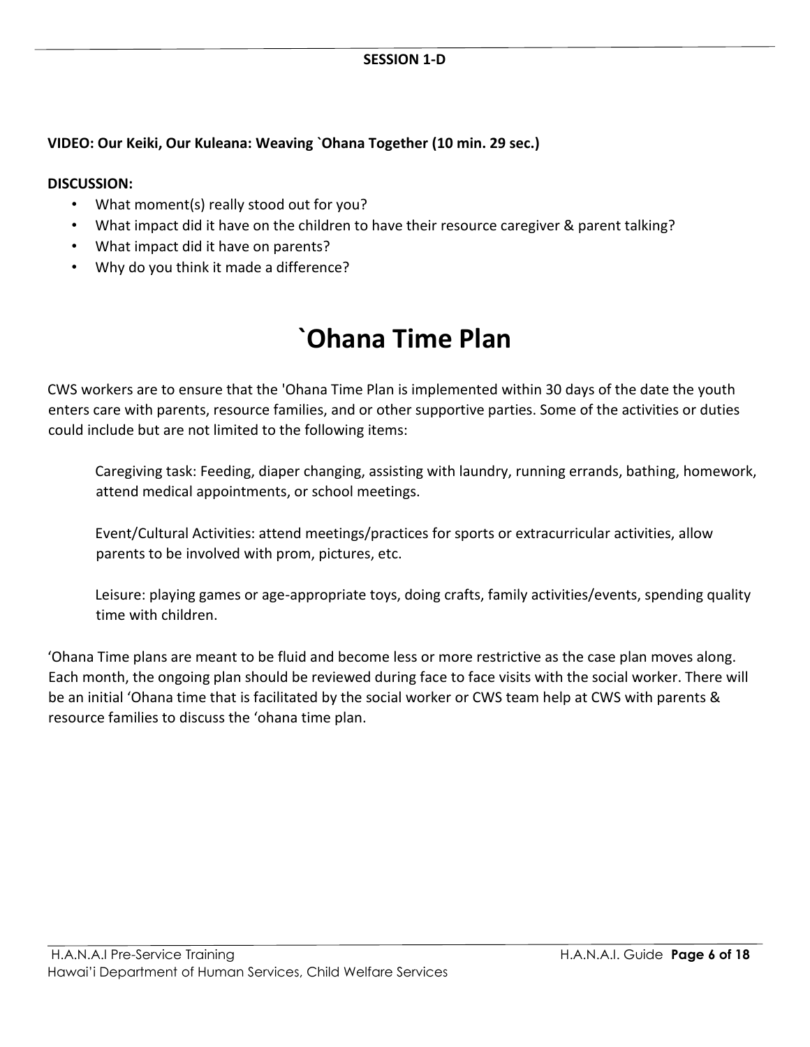**SESSION 1-D**

**VIDEO: Our Keiki, Our Kuleana: Weaving `Ohana Together (10 min. 29 sec.)**

**DISCUSSION:**

- What moment(s) really stood out for you?
- What impact did it have on the children to have their resource caregiver & parent talking?
- What impact did it have on parents?
- Why do you think it made a difference?

# `Ohana Time Plan

CWS workers are to ensure that the 'Ohana Time Plan is implemented within 30 days of the date the youth enters care with parents, resource families, and or other supportive parties. Some of the activities or duties could include but are not limited to the following items:

Caregiving task: Feeding, diaper changing, assisting with laundry, running errands, bathing, homework, attend medical appointments, or school meetings.

Event/Cultural Activities: attend meetings/practices for sports or extracurricular activities, allow parents to be involved with prom, pictures, etc.

Leisure: playing games or age-appropriate toys, doing crafts, family activities/events, spending quality time with children.

‘Ohana Time plans are meant to be fluid and become less or more restrictive as the case plan moves along. Each month, the ongoing plan should be reviewed during face to face visits with the social worker. There will be an initial ‘Ohana time that is facilitated by the social worker or CWS team help at CWS with parents & resource families to discuss the ‘ohana time plan.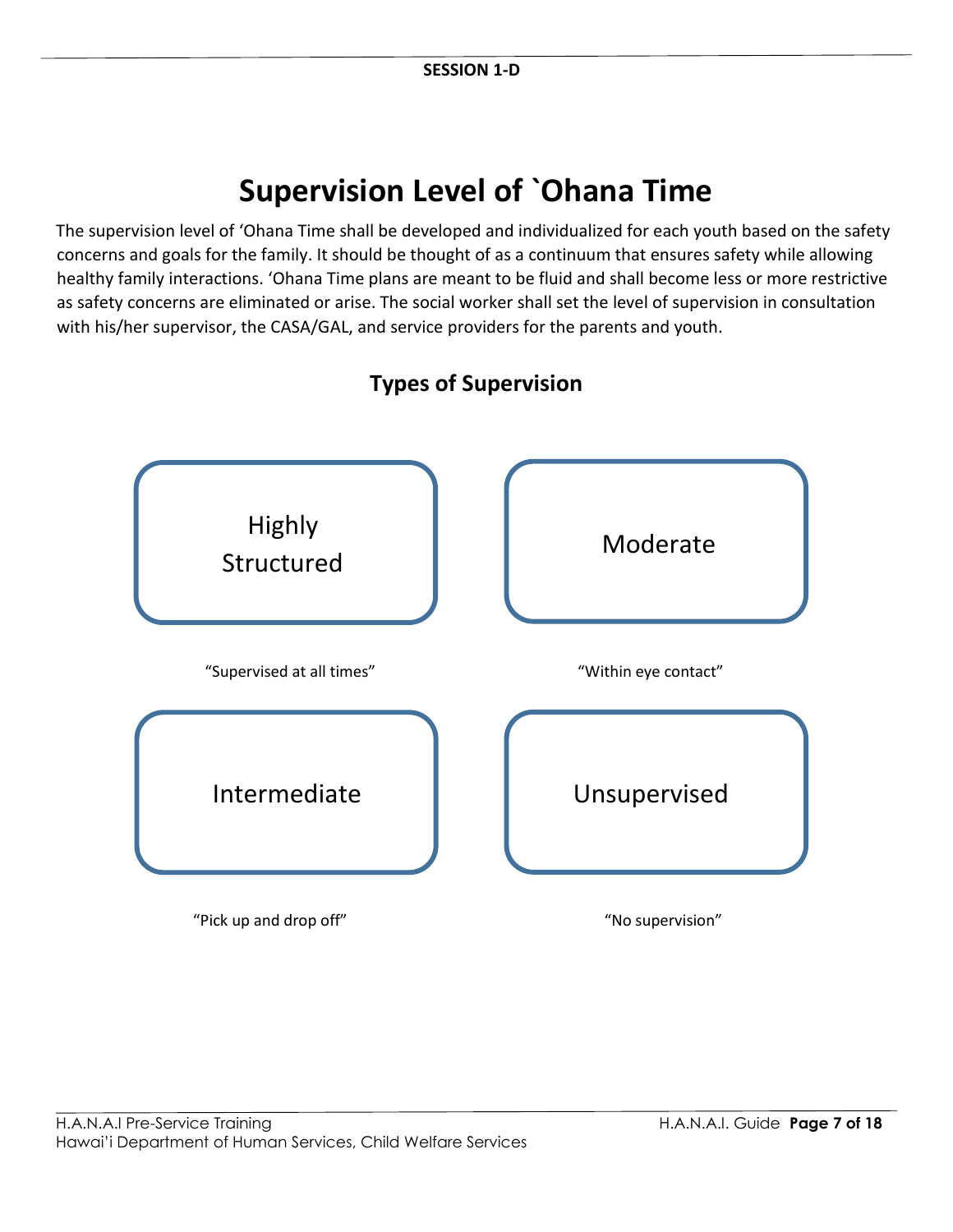# Supervision Level of `Ohana Time

The supervision level of ‘Ohana Time shall be developed and individualized for each youth based on the safety concerns and goals for the family. It should be thought of as a continuum that ensures safety while allowing healthy family interactions. ‘Ohana Time plans are meant to be fluid and shall become less or more restrictive as safety concerns are eliminated or arise. The social worker shall set the level of supervision in consultation with his/her supervisor, the CASA/GAL, and service providers for the parents and youth.

## Types of Supervision

**Highly Structured**

“Supervised at all times”

**Moderate**

“Within eye contact”

**Intermediate**

“Pick up and drop off”

**Unsupervised**

“No supervision”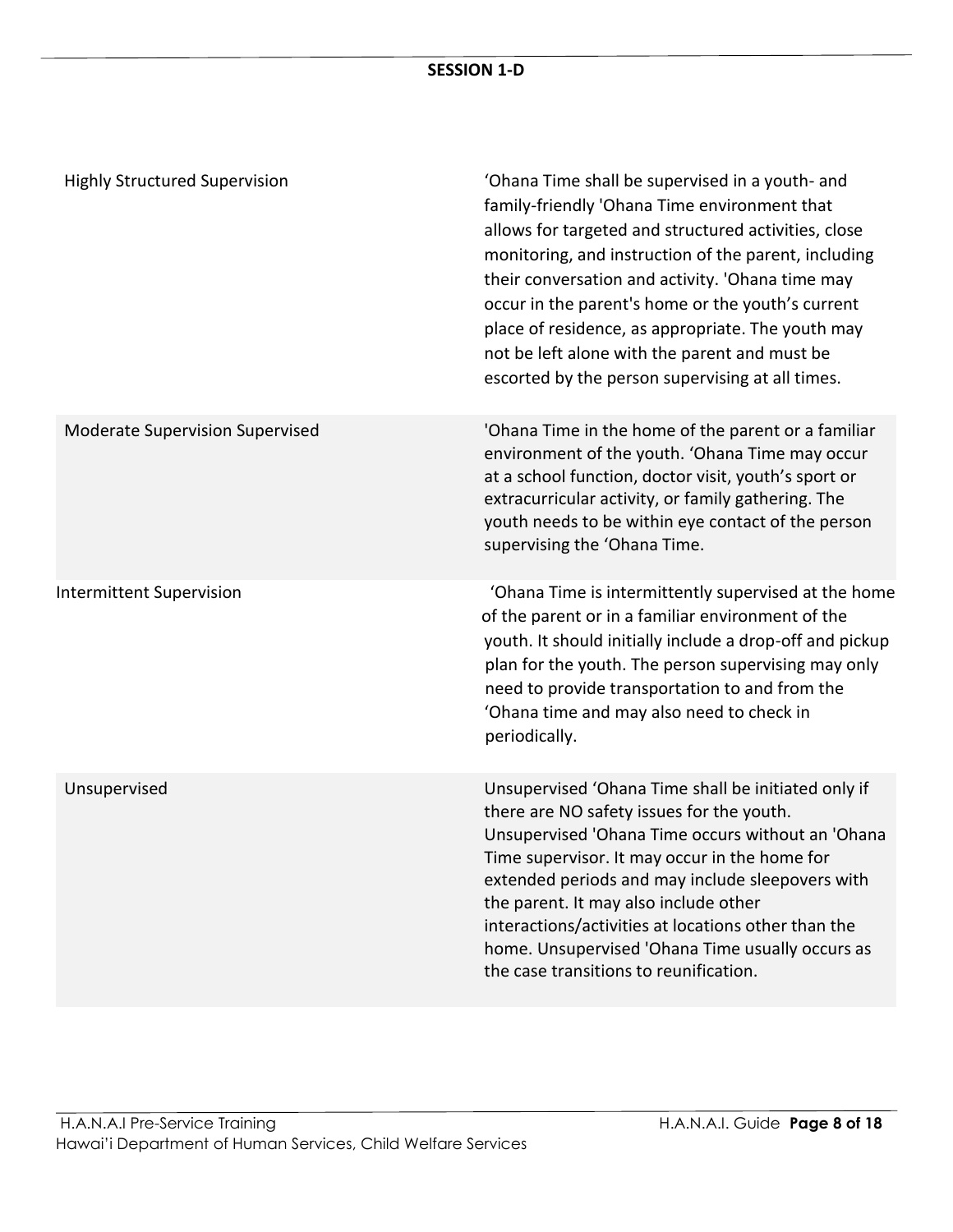| | |
|---|---|
| Highly Structured Supervision | ‘Ohana Time shall be supervised in a youth- and family-friendly 'Ohana Time environment that allows for targeted and structured activities, close monitoring, and instruction of the parent, including their conversation and activity. 'Ohana time may occur in the parent's home or the youth’s current place of residence, as appropriate. The youth may not be left alone with the parent and must be escorted by the person supervising at all times. |
| Moderate Supervision Supervised | 'Ohana Time in the home of the parent or a familiar environment of the youth. ‘Ohana Time may occur at a school function, doctor visit, youth’s sport or extracurricular activity, or family gathering. The youth needs to be within eye contact of the person supervising the ‘Ohana Time. |
| Intermittent Supervision | ‘Ohana Time is intermittently supervised at the home of the parent or in a familiar environment of the youth. It should initially include a drop-off and pickup plan for the youth. The person supervising may only need to provide transportation to and from the ‘Ohana time and may also need to check in periodically. |
| Unsupervised | Unsupervised ‘Ohana Time shall be initiated only if there are NO safety issues for the youth. Unsupervised 'Ohana Time occurs without an 'Ohana Time supervisor. It may occur in the home for extended periods and may include sleepovers with the parent. It may also include other interactions/activities at locations other than the home. Unsupervised 'Ohana Time usually occurs as the case transitions to reunification. |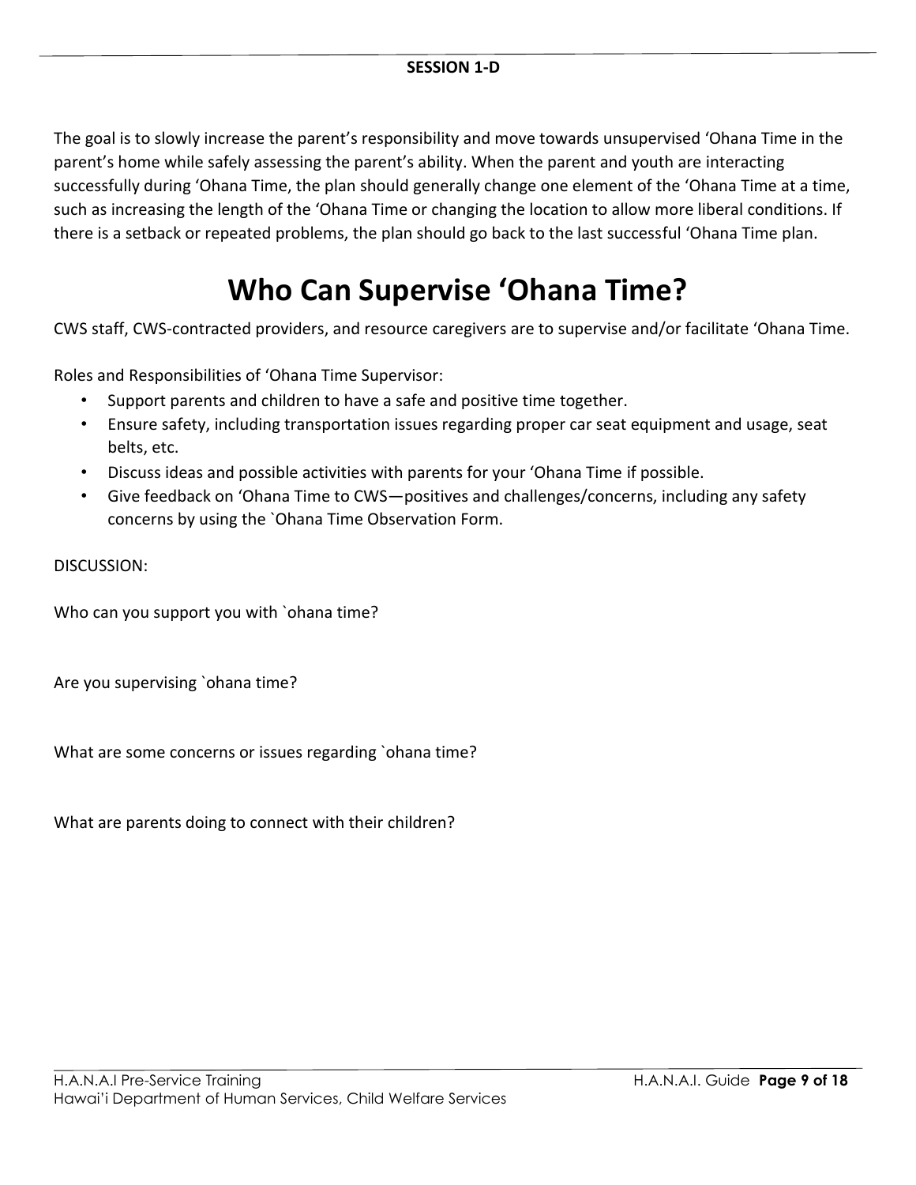**SESSION 1-D**

The goal is to slowly increase the parent's responsibility and move towards unsupervised 'Ohana Time in the parent's home while safely assessing the parent's ability. When the parent and youth are interacting successfully during 'Ohana Time, the plan should generally change one element of the 'Ohana Time at a time, such as increasing the length of the 'Ohana Time or changing the location to allow more liberal conditions. If there is a setback or repeated problems, the plan should go back to the last successful 'Ohana Time plan.

# Who Can Supervise 'Ohana Time?

CWS staff, CWS-contracted providers, and resource caregivers are to supervise and/or facilitate 'Ohana Time.

Roles and Responsibilities of 'Ohana Time Supervisor:

- Support parents and children to have a safe and positive time together.
- Ensure safety, including transportation issues regarding proper car seat equipment and usage, seat belts, etc.
- Discuss ideas and possible activities with parents for your 'Ohana Time if possible.
- Give feedback on 'Ohana Time to CWS—positives and challenges/concerns, including any safety concerns by using the `Ohana Time Observation Form.

DISCUSSION:

Who can you support you with `ohana time?

Are you supervising `ohana time?

What are some concerns or issues regarding `ohana time?

What are parents doing to connect with their children?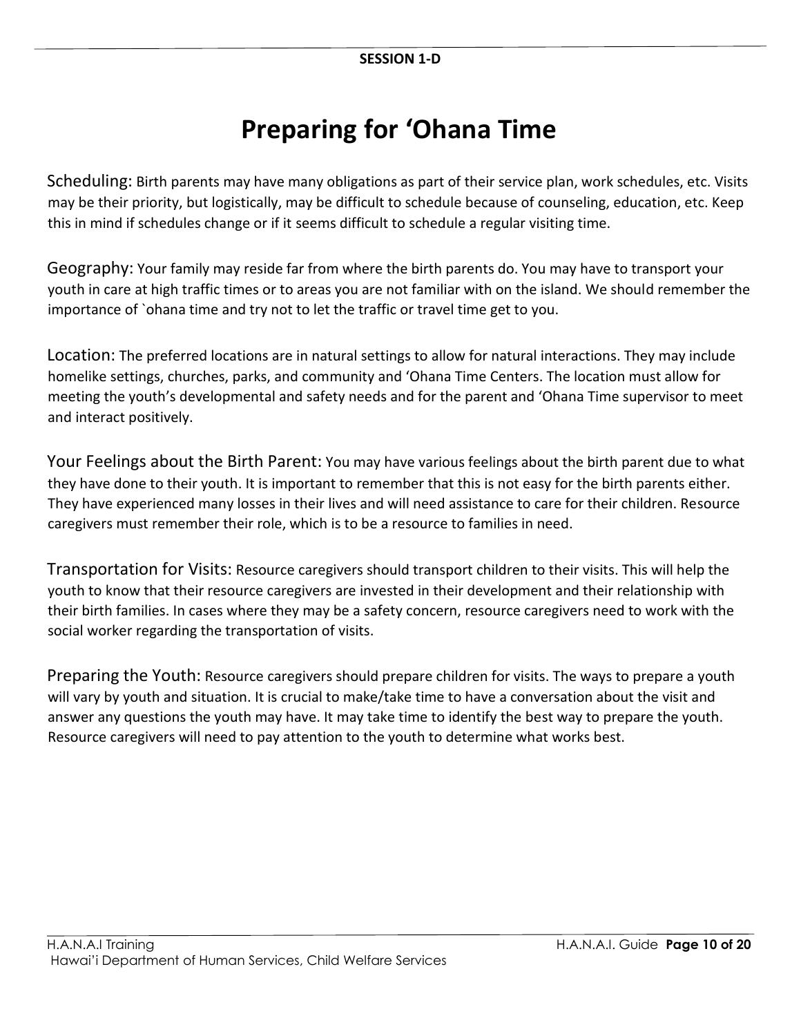SESSION 1-D

# Preparing for 'Ohana Time

Scheduling: Birth parents may have many obligations as part of their service plan, work schedules, etc. Visits may be their priority, but logistically, may be difficult to schedule because of counseling, education, etc. Keep this in mind if schedules change or if it seems difficult to schedule a regular visiting time.

Geography: Your family may reside far from where the birth parents do. You may have to transport your youth in care at high traffic times or to areas you are not familiar with on the island. We should remember the importance of `ohana time and try not to let the traffic or travel time get to you.

Location: The preferred locations are in natural settings to allow for natural interactions. They may include homelike settings, churches, parks, and community and 'Ohana Time Centers. The location must allow for meeting the youth's developmental and safety needs and for the parent and 'Ohana Time supervisor to meet and interact positively.

Your Feelings about the Birth Parent: You may have various feelings about the birth parent due to what they have done to their youth. It is important to remember that this is not easy for the birth parents either. They have experienced many losses in their lives and will need assistance to care for their children. Resource caregivers must remember their role, which is to be a resource to families in need.

Transportation for Visits: Resource caregivers should transport children to their visits. This will help the youth to know that their resource caregivers are invested in their development and their relationship with their birth families. In cases where they may be a safety concern, resource caregivers need to work with the social worker regarding the transportation of visits.

Preparing the Youth: Resource caregivers should prepare children for visits. The ways to prepare a youth will vary by youth and situation. It is crucial to make/take time to have a conversation about the visit and answer any questions the youth may have. It may take time to identify the best way to prepare the youth. Resource caregivers will need to pay attention to the youth to determine what works best.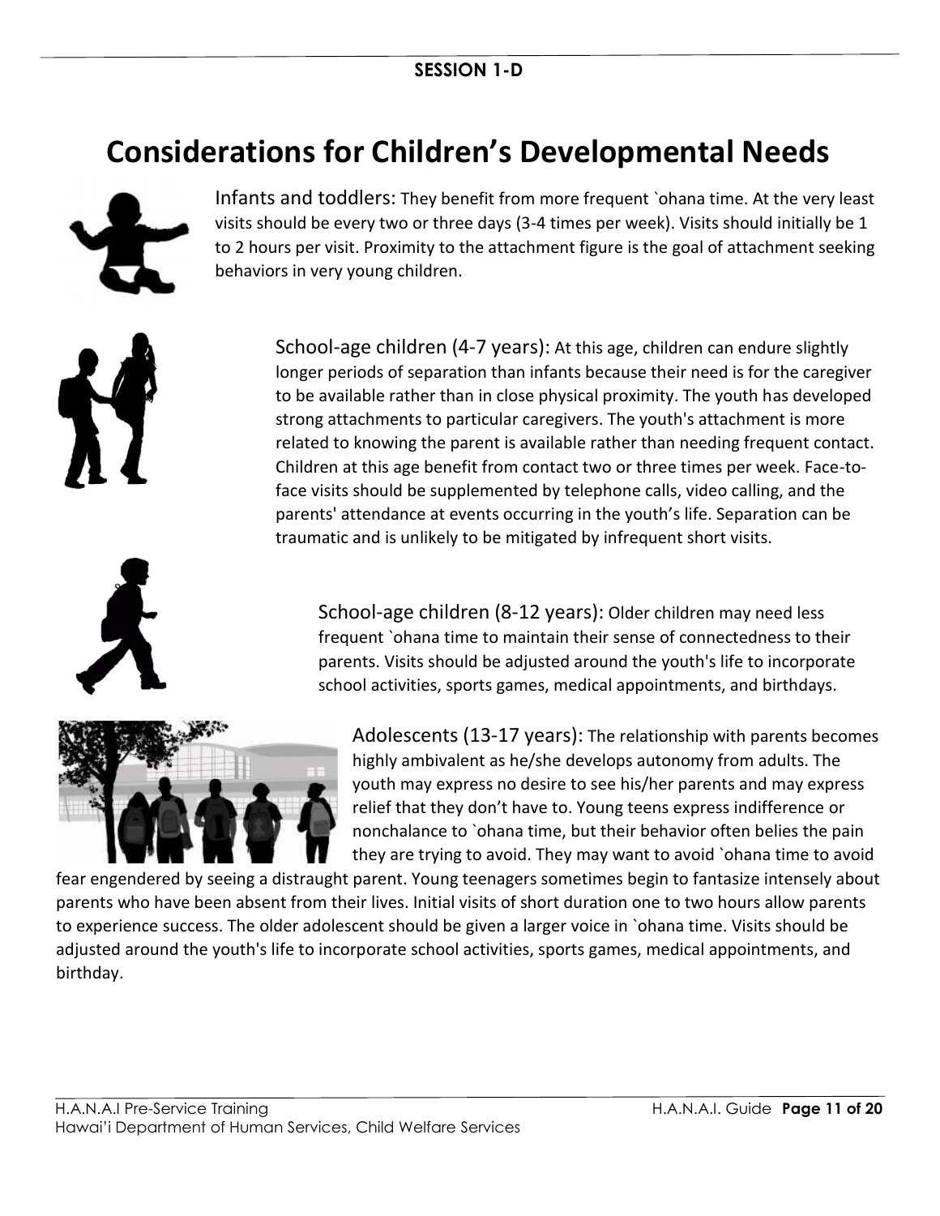SESSION 1-D

# Considerations for Children's Developmental Needs

Infants and toddlers: They benefit from more frequent `ohana time. At the very least visits should be every two or three days (3-4 times per week). Visits should initially be 1 to 2 hours per visit. Proximity to the attachment figure is the goal of attachment seeking behaviors in very young children.

School-age children (4-7 years): At this age, children can endure slightly longer periods of separation than infants because their need is for the caregiver to be available rather than in close physical proximity. The youth has developed strong attachments to particular caregivers. The youth's attachment is more related to knowing the parent is available rather than needing frequent contact. Children at this age benefit from contact two or three times per week. Face-to-face visits should be supplemented by telephone calls, video calling, and the parents' attendance at events occurring in the youth's life. Separation can be traumatic and is unlikely to be mitigated by infrequent short visits.

School-age children (8-12 years): Older children may need less frequent `ohana time to maintain their sense of connectedness to their parents. Visits should be adjusted around the youth's life to incorporate school activities, sports games, medical appointments, and birthdays.

Adolescents (13-17 years): The relationship with parents becomes highly ambivalent as he/she develops autonomy from adults. The youth may express no desire to see his/her parents and may express relief that they don't have to. Young teens express indifference or nonchalance to `ohana time, but their behavior often belies the pain they are trying to avoid. They may want to avoid `ohana time to avoid fear engendered by seeing a distraught parent. Young teenagers sometimes begin to fantasize intensely about parents who have been absent from their lives. Initial visits of short duration one to two hours allow parents to experience success. The older adolescent should be given a larger voice in `ohana time. Visits should be adjusted around the youth's life to incorporate school activities, sports games, medical appointments, and birthday.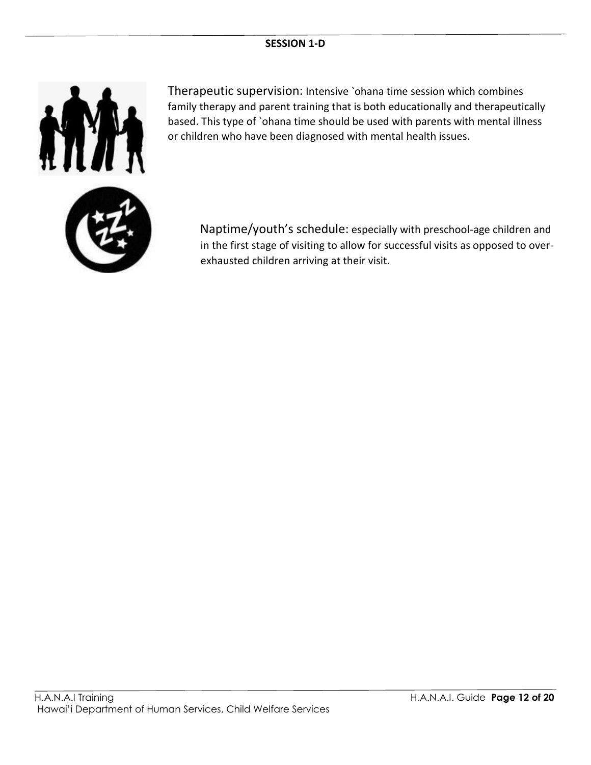**SESSION 1-D**

Therapeutic supervision: Intensive `ohana time session which combines family therapy and parent training that is both educationally and therapeutically based. This type of `ohana time should be used with parents with mental illness or children who have been diagnosed with mental health issues.

Naptime/youth's schedule: especially with preschool-age children and in the first stage of visiting to allow for successful visits as opposed to over-exhausted children arriving at their visit.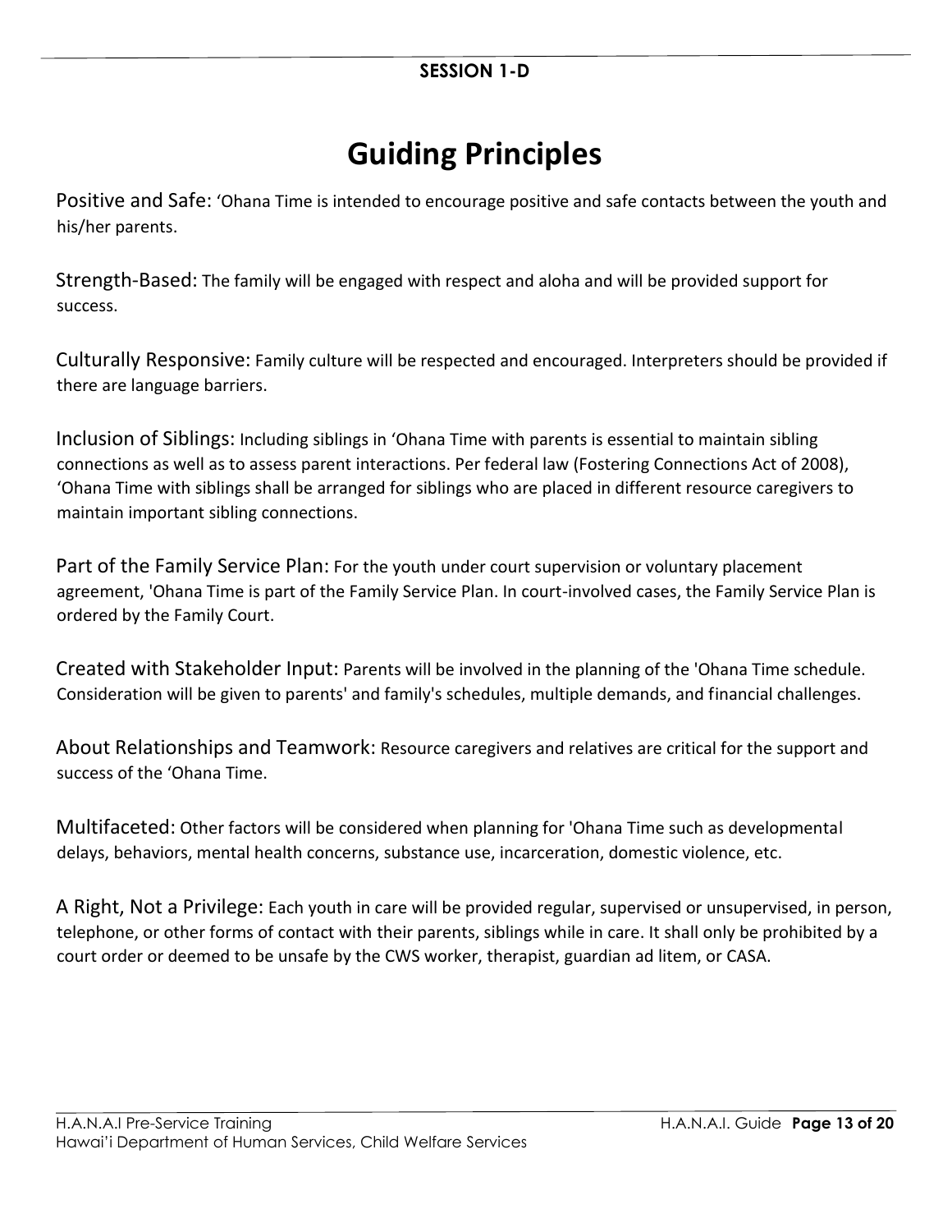SESSION 1-D

# Guiding Principles

Positive and Safe: ‘Ohana Time is intended to encourage positive and safe contacts between the youth and his/her parents.

Strength-Based: The family will be engaged with respect and aloha and will be provided support for success.

Culturally Responsive: Family culture will be respected and encouraged. Interpreters should be provided if there are language barriers.

Inclusion of Siblings: Including siblings in ‘Ohana Time with parents is essential to maintain sibling connections as well as to assess parent interactions. Per federal law (Fostering Connections Act of 2008), ‘Ohana Time with siblings shall be arranged for siblings who are placed in different resource caregivers to maintain important sibling connections.

Part of the Family Service Plan: For the youth under court supervision or voluntary placement agreement, 'Ohana Time is part of the Family Service Plan. In court-involved cases, the Family Service Plan is ordered by the Family Court.

Created with Stakeholder Input: Parents will be involved in the planning of the 'Ohana Time schedule. Consideration will be given to parents' and family's schedules, multiple demands, and financial challenges.

About Relationships and Teamwork: Resource caregivers and relatives are critical for the support and success of the ‘Ohana Time.

Multifaceted: Other factors will be considered when planning for 'Ohana Time such as developmental delays, behaviors, mental health concerns, substance use, incarceration, domestic violence, etc.

A Right, Not a Privilege: Each youth in care will be provided regular, supervised or unsupervised, in person, telephone, or other forms of contact with their parents, siblings while in care. It shall only be prohibited by a court order or deemed to be unsafe by the CWS worker, therapist, guardian ad litem, or CASA.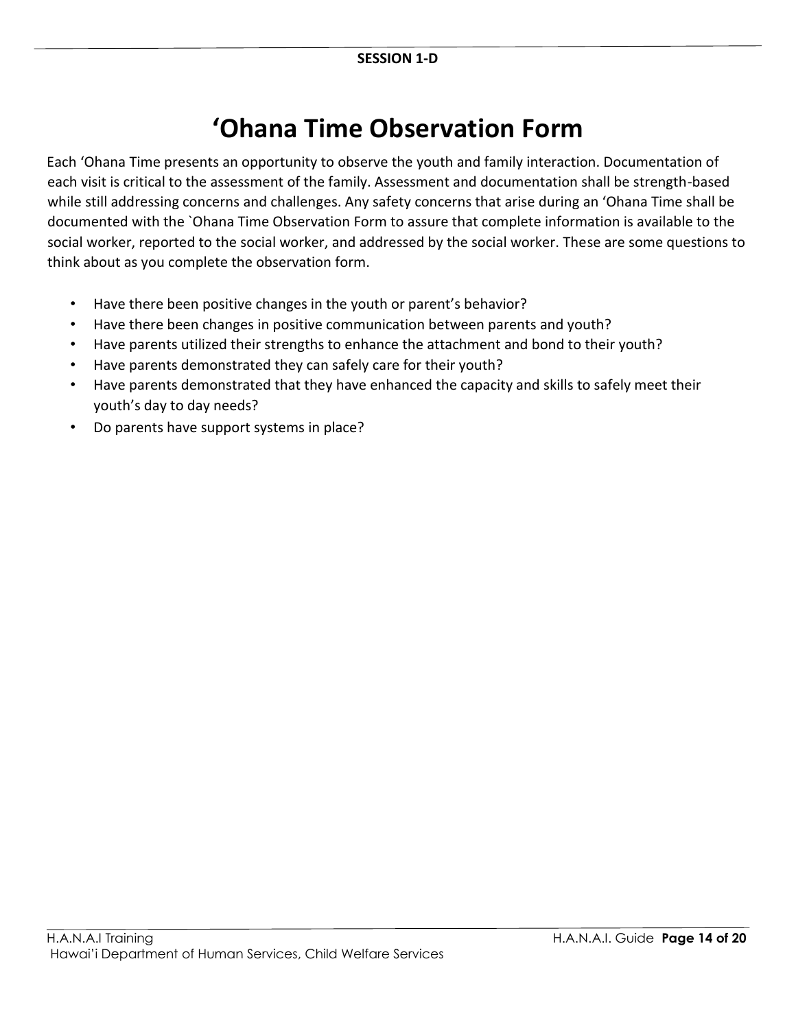SESSION 1-D

# ‘Ohana Time Observation Form

Each ‘Ohana Time presents an opportunity to observe the youth and family interaction. Documentation of each visit is critical to the assessment of the family. Assessment and documentation shall be strength-based while still addressing concerns and challenges. Any safety concerns that arise during an ‘Ohana Time shall be documented with the `Ohana Time Observation Form to assure that complete information is available to the social worker, reported to the social worker, and addressed by the social worker. These are some questions to think about as you complete the observation form.

- Have there been positive changes in the youth or parent’s behavior?
- Have there been changes in positive communication between parents and youth?
- Have parents utilized their strengths to enhance the attachment and bond to their youth?
- Have parents demonstrated they can safely care for their youth?
- Have parents demonstrated that they have enhanced the capacity and skills to safely meet their youth’s day to day needs?
- Do parents have support systems in place?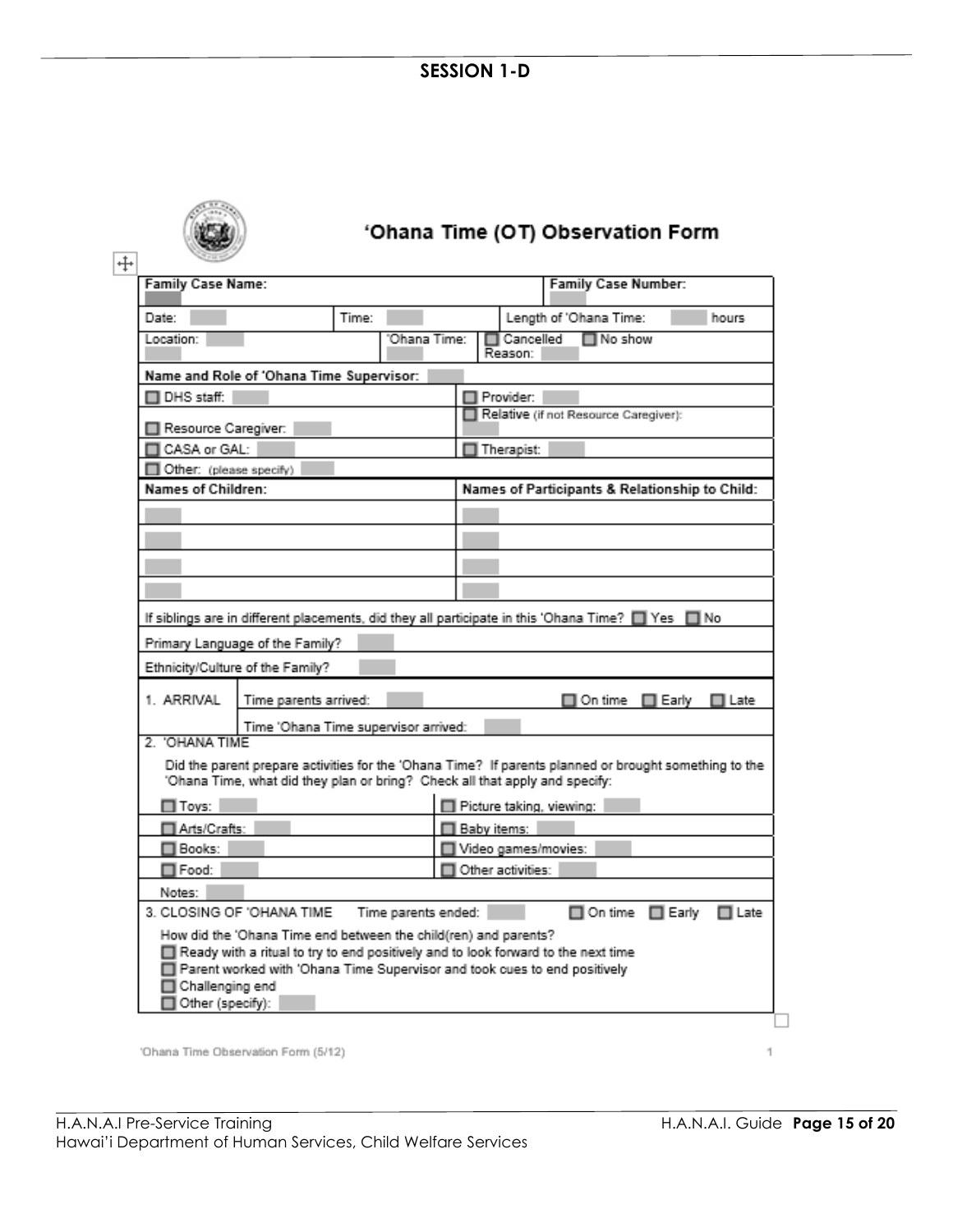## SESSION 1-D

## 'Ohana Time (OT) Observation Form

| **Family Case Name:** | | | **Family Case Number:** |
|---|---|---|---|
| Date: | Time: | | Length of 'Ohana Time: hours |
| Location: | 'Ohana Time: | ☐ Cancelled ☐ No show Reason: | |

| **Name and Role of 'Ohana Time Supervisor:** | |
|---|---|
| ☐ DHS staff: | ☐ Provider: |
| ☐ Resource Caregiver: | ☐ Relative (if not Resource Caregiver): |
| ☐ CASA or GAL: | ☐ Therapist: |
| ☐ Other: (please specify) | |

| **Names of Children:** | **Names of Participants & Relationship to Child:** |
|---|---|
| | |
| | |
| | |
| | |

If siblings are in different placements, did they all participate in this 'Ohana Time? ☐ Yes ☐ No

Primary Language of the Family?

Ethnicity/Culture of the Family?

| 1. ARRIVAL | Time parents arrived: | ☐ On time ☐ Early ☐ Late |
|---|---|---|
| | Time 'Ohana Time supervisor arrived: | |

2. 'OHANA TIME

Did the parent prepare activities for the 'Ohana Time? If parents planned or brought something to the 'Ohana Time, what did they plan or bring? Check all that apply and specify:

| | |
|---|---|
| ☐ Toys: | ☐ Picture taking, viewing: |
| ☐ Arts/Crafts: | ☐ Baby items: |
| ☐ Books: | ☐ Video games/movies: |
| ☐ Food: | ☐ Other activities: |

Notes:

3. CLOSING OF 'OHANA TIME Time parents ended: ☐ On time ☐ Early ☐ Late

How did the 'Ohana Time end between the child(ren) and parents?

- ☐ Ready with a ritual to try to end positively and to look forward to the next time
- ☐ Parent worked with 'Ohana Time Supervisor and took cues to end positively
- ☐ Challenging end
- ☐ Other (specify):

'Ohana Time Observation Form (5/12)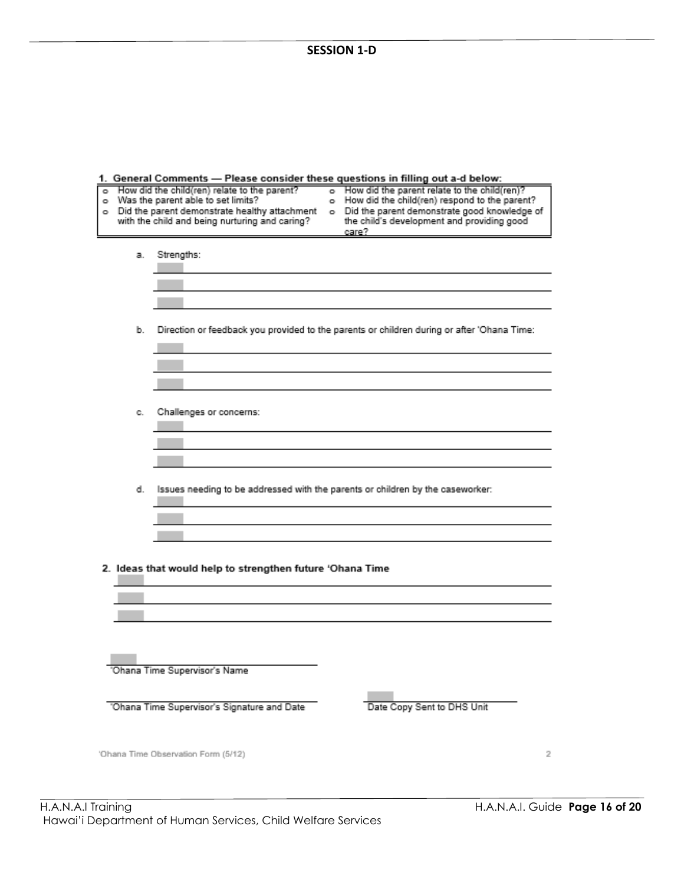**SESSION 1-D**

**1. General Comments — Please consider these questions in filling out a-d below:**

| | |
|---|---|
| o How did the child(ren) relate to the parent? | o How did the parent relate to the child(ren)? |
| o Was the parent able to set limits? | o How did the child(ren) respond to the parent? |
| o Did the parent demonstrate healthy attachment with the child and being nurturing and caring? | o Did the parent demonstrate good knowledge of the child's development and providing good care? |

a. Strengths:

______________________________

______________________________

______________________________

b. Direction or feedback you provided to the parents or children during or after 'Ohana Time:

______________________________

______________________________

______________________________

c. Challenges or concerns:

______________________________

______________________________

______________________________

d. Issues needing to be addressed with the parents or children by the caseworker:

______________________________

______________________________

______________________________

**2. Ideas that would help to strengthen future 'Ohana Time**

______________________________

______________________________

______________________________

______________________________
'Ohana Time Supervisor's Name

______________________________
'Ohana Time Supervisor's Signature and Date

______________________________
Date Copy Sent to DHS Unit

'Ohana Time Observation Form (5/12)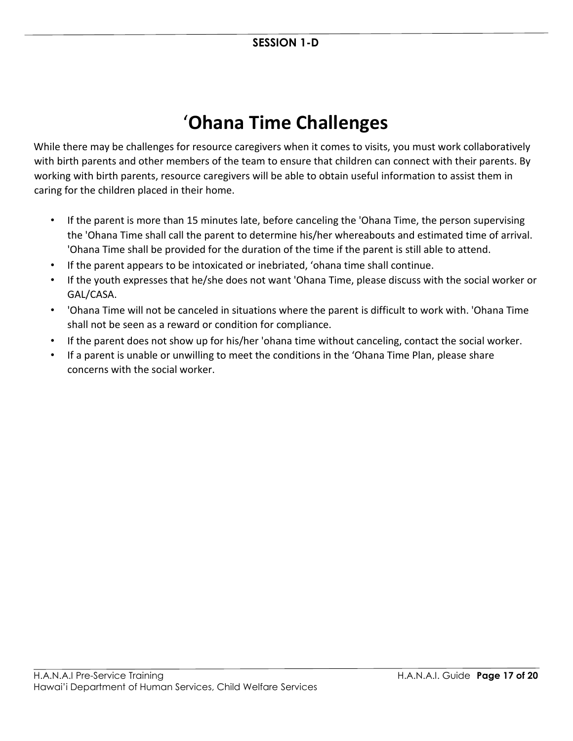**SESSION 1-D**

# ‘Ohana Time Challenges

While there may be challenges for resource caregivers when it comes to visits, you must work collaboratively with birth parents and other members of the team to ensure that children can connect with their parents. By working with birth parents, resource caregivers will be able to obtain useful information to assist them in caring for the children placed in their home.

- If the parent is more than 15 minutes late, before canceling the 'Ohana Time, the person supervising the 'Ohana Time shall call the parent to determine his/her whereabouts and estimated time of arrival. 'Ohana Time shall be provided for the duration of the time if the parent is still able to attend.
- If the parent appears to be intoxicated or inebriated, ‘ohana time shall continue.
- If the youth expresses that he/she does not want 'Ohana Time, please discuss with the social worker or GAL/CASA.
- 'Ohana Time will not be canceled in situations where the parent is difficult to work with. 'Ohana Time shall not be seen as a reward or condition for compliance.
- If the parent does not show up for his/her 'ohana time without canceling, contact the social worker.
- If a parent is unable or unwilling to meet the conditions in the ‘Ohana Time Plan, please share concerns with the social worker.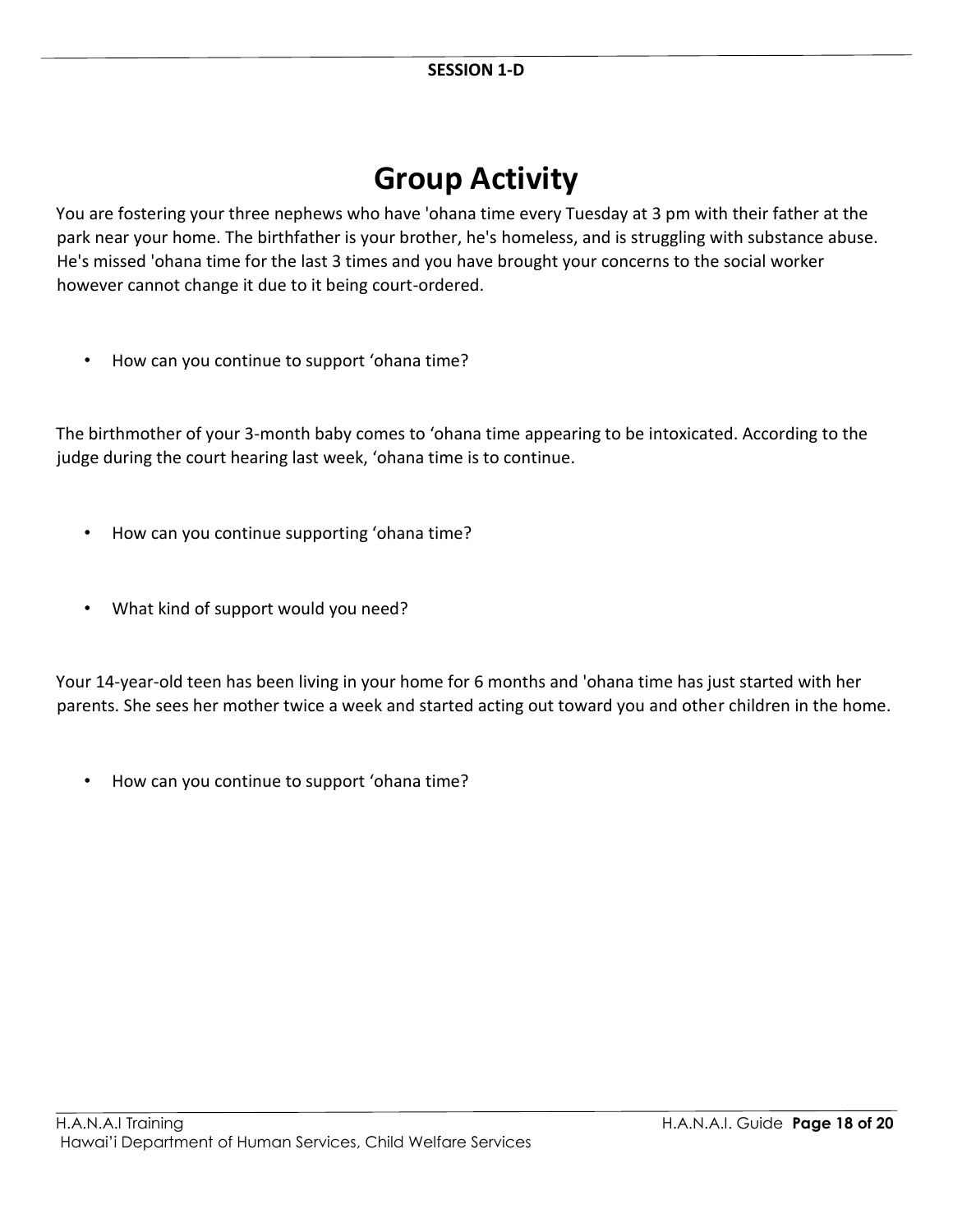SESSION 1-D

# Group Activity

You are fostering your three nephews who have 'ohana time every Tuesday at 3 pm with their father at the park near your home. The birthfather is your brother, he's homeless, and is struggling with substance abuse. He's missed 'ohana time for the last 3 times and you have brought your concerns to the social worker however cannot change it due to it being court-ordered.

- How can you continue to support ‘ohana time?

The birthmother of your 3-month baby comes to ‘ohana time appearing to be intoxicated. According to the judge during the court hearing last week, ‘ohana time is to continue.

- How can you continue supporting ‘ohana time?

- What kind of support would you need?

Your 14-year-old teen has been living in your home for 6 months and 'ohana time has just started with her parents. She sees her mother twice a week and started acting out toward you and other children in the home.

- How can you continue to support ‘ohana time?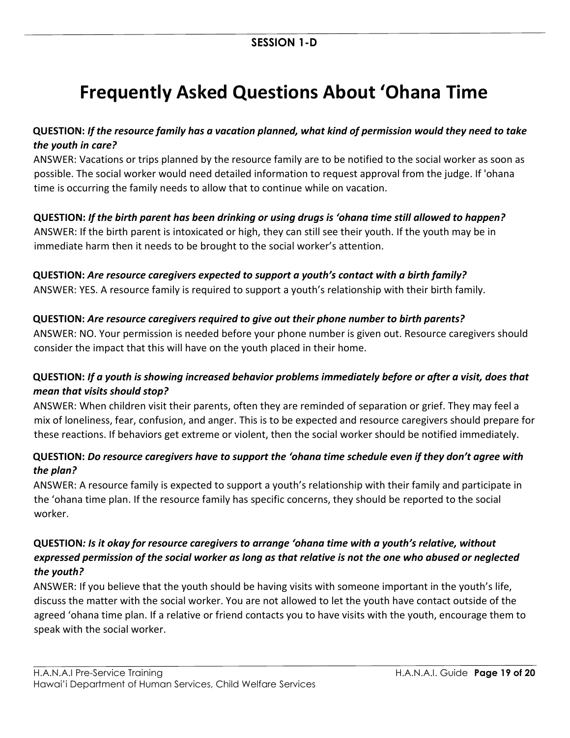**SESSION 1-D**

# Frequently Asked Questions About ‘Ohana Time

**QUESTION:** ***If the resource family has a vacation planned, what kind of permission would they need to take the youth in care?***

ANSWER: Vacations or trips planned by the resource family are to be notified to the social worker as soon as possible. The social worker would need detailed information to request approval from the judge. If 'ohana time is occurring the family needs to allow that to continue while on vacation.

**QUESTION:** ***If the birth parent has been drinking or using drugs is ‘ohana time still allowed to happen?***

ANSWER: If the birth parent is intoxicated or high, they can still see their youth. If the youth may be in immediate harm then it needs to be brought to the social worker’s attention.

**QUESTION:** ***Are resource caregivers expected to support a youth’s contact with a birth family?***

ANSWER: YES. A resource family is required to support a youth’s relationship with their birth family.

**QUESTION:** ***Are resource caregivers required to give out their phone number to birth parents?***

ANSWER: NO. Your permission is needed before your phone number is given out. Resource caregivers should consider the impact that this will have on the youth placed in their home.

**QUESTION:** ***If a youth is showing increased behavior problems immediately before or after a visit, does that mean that visits should stop?***

ANSWER: When children visit their parents, often they are reminded of separation or grief. They may feel a mix of loneliness, fear, confusion, and anger. This is to be expected and resource caregivers should prepare for these reactions. If behaviors get extreme or violent, then the social worker should be notified immediately.

**QUESTION:** ***Do resource caregivers have to support the ‘ohana time schedule even if they don’t agree with the plan?***

ANSWER: A resource family is expected to support a youth’s relationship with their family and participate in the ‘ohana time plan. If the resource family has specific concerns, they should be reported to the social worker.

**QUESTION*****: Is it okay for resource caregivers to arrange ‘ohana time with a youth’s relative, without expressed permission of the social worker as long as that relative is not the one who abused or neglected the youth?***

ANSWER: If you believe that the youth should be having visits with someone important in the youth’s life, discuss the matter with the social worker. You are not allowed to let the youth have contact outside of the agreed ‘ohana time plan. If a relative or friend contacts you to have visits with the youth, encourage them to speak with the social worker.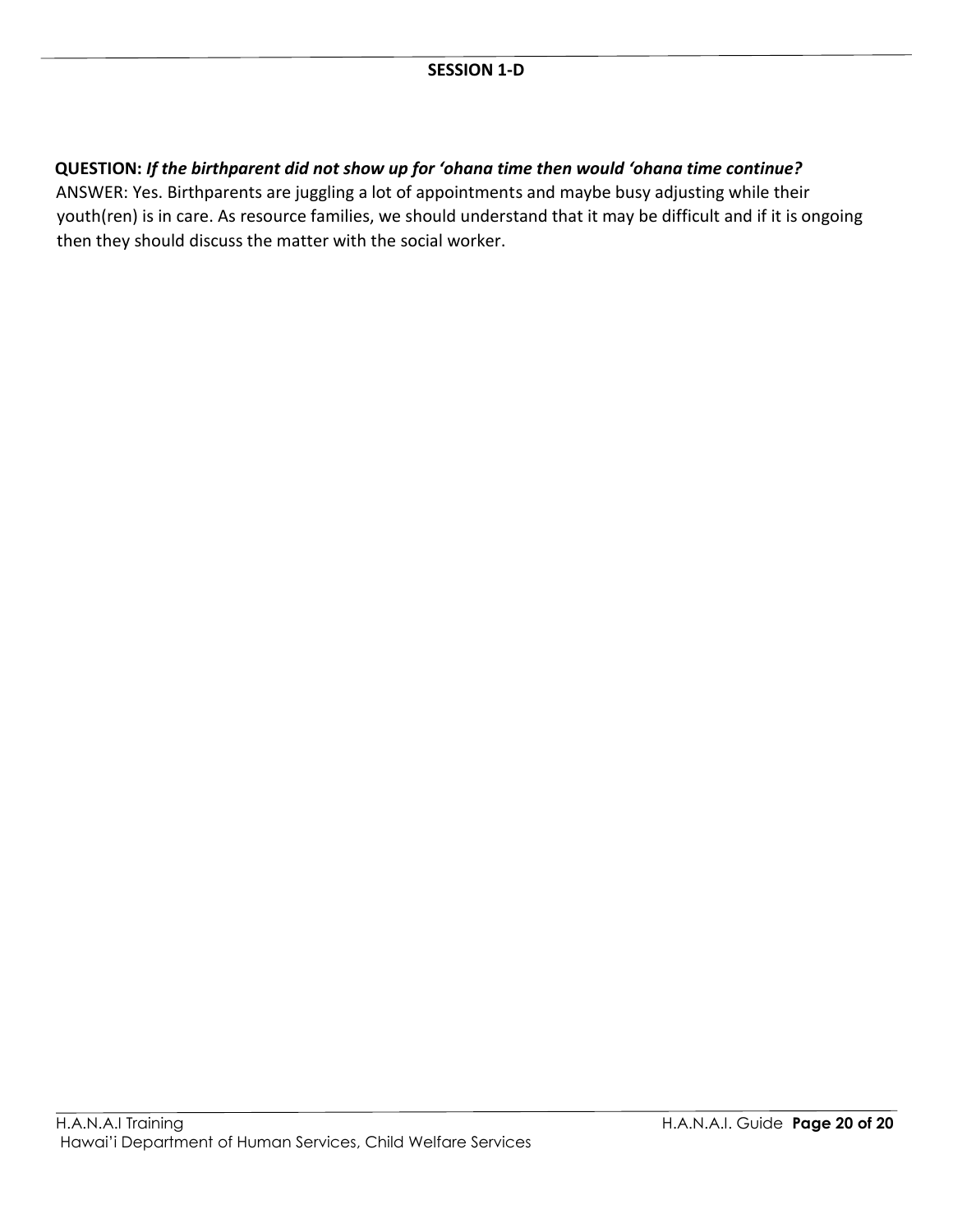**SESSION 1-D**

**QUESTION:** ***If the birthparent did not show up for 'ohana time then would 'ohana time continue?***
ANSWER: Yes. Birthparents are juggling a lot of appointments and maybe busy adjusting while their youth(ren) is in care. As resource families, we should understand that it may be difficult and if it is ongoing then they should discuss the matter with the social worker.